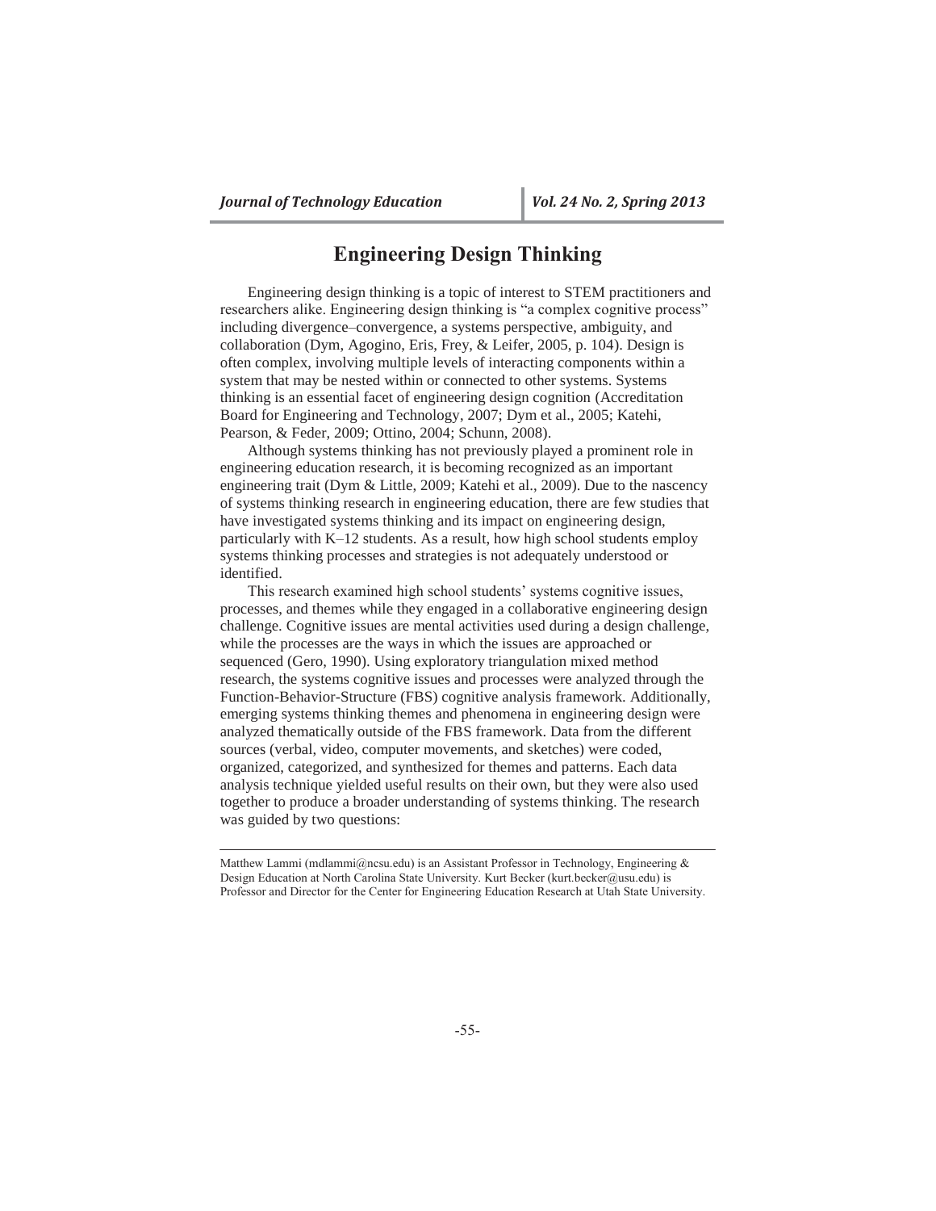# Engineering Design Thinking

Engineering design thinking is a topic of interest to STEM practitioners and researchers alike. Engineering design thinking is "a complex cognitive process" including divergence–convergence, a systems perspective, ambiguity, and collaboration (Dym, Agogino, Eris, Frey, & Leifer, 2005, p. 104). Design is often complex, involving multiple levels of interacting components within a system that may be nested within or connected to other systems. Systems thinking is an essential facet of engineering design cognition (Accreditation Board for Engineering and Technology, 2007; Dym et al., 2005; Katehi, Pearson, & Feder, 2009; Ottino, 2004; Schunn, 2008).

Although systems thinking has not previously played a prominent role in engineering education research, it is becoming recognized as an important engineering trait (Dym & Little, 2009; Katehi et al., 2009). Due to the nascency of systems thinking research in engineering education, there are few studies that have investigated systems thinking and its impact on engineering design, particularly with K–12 students. As a result, how high school students employ systems thinking processes and strategies is not adequately understood or identified.

This research examined high school students' systems cognitive issues, processes, and themes while they engaged in a collaborative engineering design challenge. Cognitive issues are mental activities used during a design challenge, while the processes are the ways in which the issues are approached or sequenced (Gero, 1990). Using exploratory triangulation mixed method research, the systems cognitive issues and processes were analyzed through the Function-Behavior-Structure (FBS) cognitive analysis framework. Additionally, emerging systems thinking themes and phenomena in engineering design were analyzed thematically outside of the FBS framework. Data from the different sources (verbal, video, computer movements, and sketches) were coded, organized, categorized, and synthesized for themes and patterns. Each data analysis technique yielded useful results on their own, but they were also used together to produce a broader understanding of systems thinking. The research was guided by two questions:

---

Matthew Lammi (mdlammi@ncsu.edu) is an Assistant Professor in Technology, Engineering & Design Education at North Carolina State University. Kurt Becker (kurt.becker@usu.edu) is Professor and Director for the Center for Engineering Education Research at Utah State University.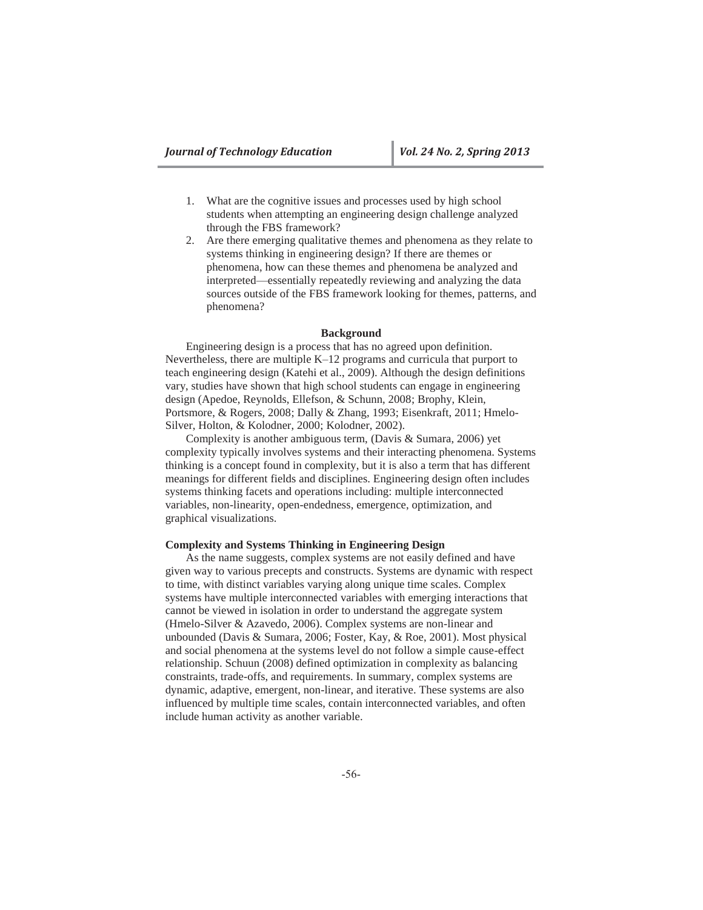1. What are the cognitive issues and processes used by high school students when attempting an engineering design challenge analyzed through the FBS framework?
2. Are there emerging qualitative themes and phenomena as they relate to systems thinking in engineering design? If there are themes or phenomena, how can these themes and phenomena be analyzed and interpreted—essentially repeatedly reviewing and analyzing the data sources outside of the FBS framework looking for themes, patterns, and phenomena?

## Background

Engineering design is a process that has no agreed upon definition. Nevertheless, there are multiple K–12 programs and curricula that purport to teach engineering design (Katehi et al., 2009). Although the design definitions vary, studies have shown that high school students can engage in engineering design (Apedoe, Reynolds, Ellefson, & Schunn, 2008; Brophy, Klein, Portsmore, & Rogers, 2008; Dally & Zhang, 1993; Eisenkraft, 2011; Hmelo-Silver, Holton, & Kolodner, 2000; Kolodner, 2002).

Complexity is another ambiguous term, (Davis & Sumara, 2006) yet complexity typically involves systems and their interacting phenomena. Systems thinking is a concept found in complexity, but it is also a term that has different meanings for different fields and disciplines. Engineering design often includes systems thinking facets and operations including: multiple interconnected variables, non-linearity, open-endedness, emergence, optimization, and graphical visualizations.

### Complexity and Systems Thinking in Engineering Design

As the name suggests, complex systems are not easily defined and have given way to various precepts and constructs. Systems are dynamic with respect to time, with distinct variables varying along unique time scales. Complex systems have multiple interconnected variables with emerging interactions that cannot be viewed in isolation in order to understand the aggregate system (Hmelo-Silver & Azavedo, 2006). Complex systems are non-linear and unbounded (Davis & Sumara, 2006; Foster, Kay, & Roe, 2001). Most physical and social phenomena at the systems level do not follow a simple cause-effect relationship. Schuun (2008) defined optimization in complexity as balancing constraints, trade-offs, and requirements. In summary, complex systems are dynamic, adaptive, emergent, non-linear, and iterative. These systems are also influenced by multiple time scales, contain interconnected variables, and often include human activity as another variable.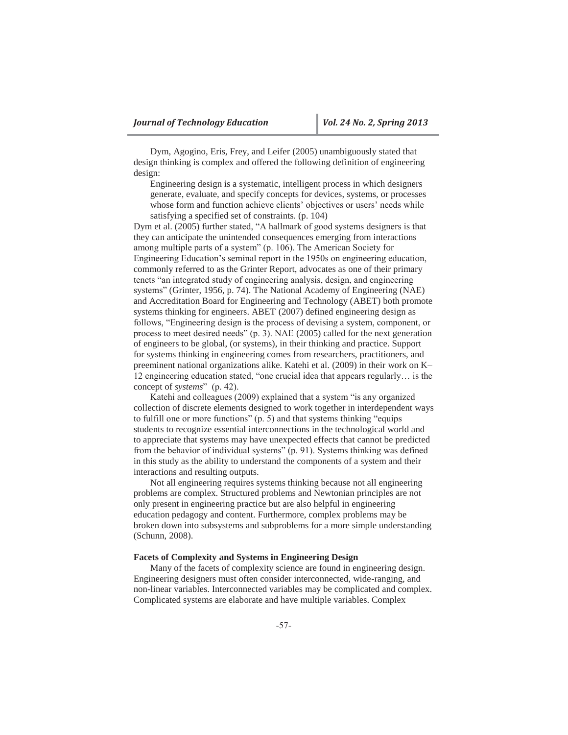Dym, Agogino, Eris, Frey, and Leifer (2005) unambiguously stated that design thinking is complex and offered the following definition of engineering design:

> Engineering design is a systematic, intelligent process in which designers generate, evaluate, and specify concepts for devices, systems, or processes whose form and function achieve clients' objectives or users' needs while satisfying a specified set of constraints. (p. 104)

Dym et al. (2005) further stated, "A hallmark of good systems designers is that they can anticipate the unintended consequences emerging from interactions among multiple parts of a system" (p. 106). The American Society for Engineering Education's seminal report in the 1950s on engineering education, commonly referred to as the Grinter Report, advocates as one of their primary tenets "an integrated study of engineering analysis, design, and engineering systems" (Grinter, 1956, p. 74). The National Academy of Engineering (NAE) and Accreditation Board for Engineering and Technology (ABET) both promote systems thinking for engineers. ABET (2007) defined engineering design as follows, "Engineering design is the process of devising a system, component, or process to meet desired needs" (p. 3). NAE (2005) called for the next generation of engineers to be global, (or systems), in their thinking and practice. Support for systems thinking in engineering comes from researchers, practitioners, and preeminent national organizations alike. Katehi et al. (2009) in their work on K–12 engineering education stated, "one crucial idea that appears regularly… is the concept of *systems*" (p. 42).

Katehi and colleagues (2009) explained that a system "is any organized collection of discrete elements designed to work together in interdependent ways to fulfill one or more functions" (p. 5) and that systems thinking "equips students to recognize essential interconnections in the technological world and to appreciate that systems may have unexpected effects that cannot be predicted from the behavior of individual systems" (p. 91). Systems thinking was defined in this study as the ability to understand the components of a system and their interactions and resulting outputs.

Not all engineering requires systems thinking because not all engineering problems are complex. Structured problems and Newtonian principles are not only present in engineering practice but are also helpful in engineering education pedagogy and content. Furthermore, complex problems may be broken down into subsystems and subproblems for a more simple understanding (Schunn, 2008).

**Facets of Complexity and Systems in Engineering Design**

Many of the facets of complexity science are found in engineering design. Engineering designers must often consider interconnected, wide-ranging, and non-linear variables. Interconnected variables may be complicated and complex. Complicated systems are elaborate and have multiple variables. Complex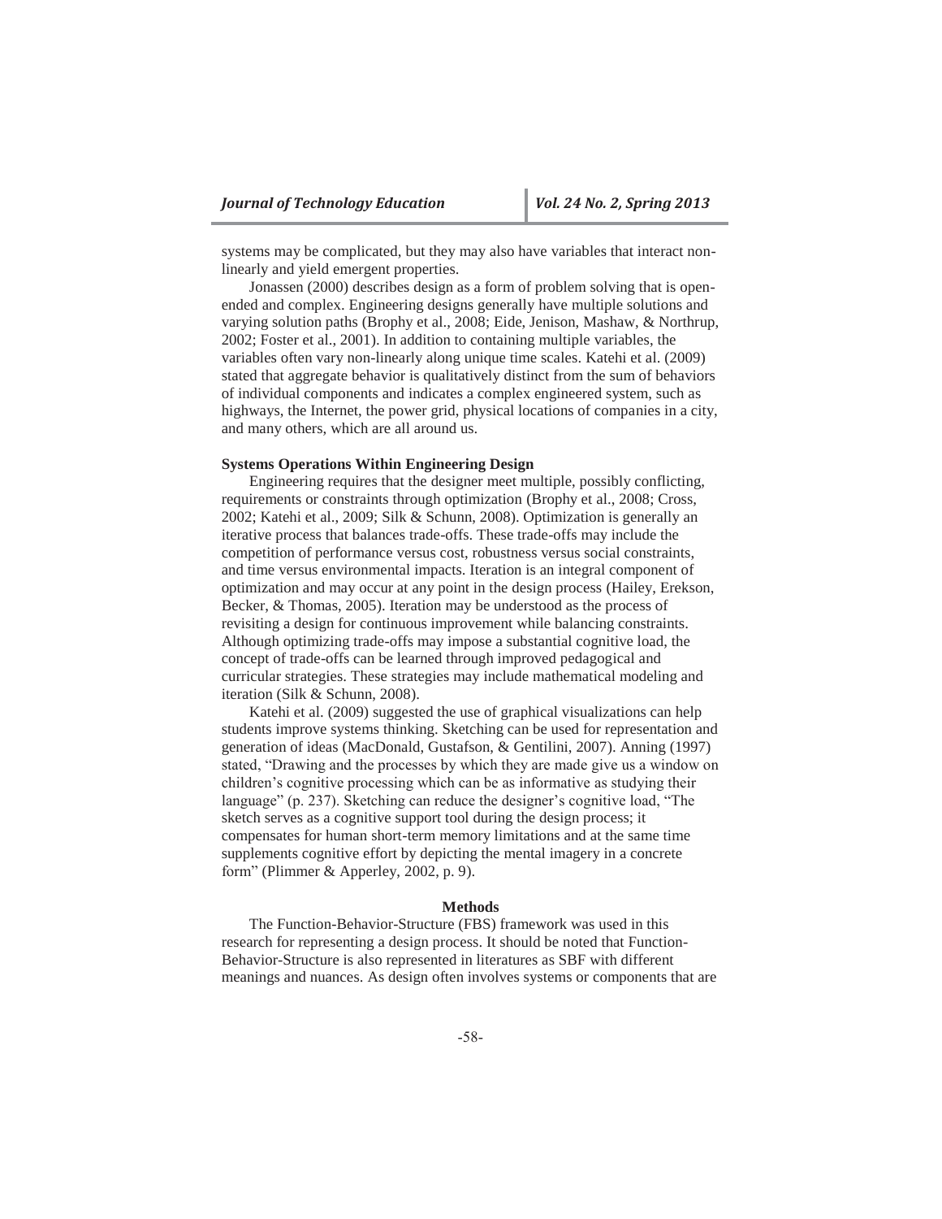systems may be complicated, but they may also have variables that interact non-linearly and yield emergent properties.

Jonassen (2000) describes design as a form of problem solving that is open-ended and complex. Engineering designs generally have multiple solutions and varying solution paths (Brophy et al., 2008; Eide, Jenison, Mashaw, & Northrup, 2002; Foster et al., 2001). In addition to containing multiple variables, the variables often vary non-linearly along unique time scales. Katehi et al. (2009) stated that aggregate behavior is qualitatively distinct from the sum of behaviors of individual components and indicates a complex engineered system, such as highways, the Internet, the power grid, physical locations of companies in a city, and many others, which are all around us.

### Systems Operations Within Engineering Design

Engineering requires that the designer meet multiple, possibly conflicting, requirements or constraints through optimization (Brophy et al., 2008; Cross, 2002; Katehi et al., 2009; Silk & Schunn, 2008). Optimization is generally an iterative process that balances trade-offs. These trade-offs may include the competition of performance versus cost, robustness versus social constraints, and time versus environmental impacts. Iteration is an integral component of optimization and may occur at any point in the design process (Hailey, Erekson, Becker, & Thomas, 2005). Iteration may be understood as the process of revisiting a design for continuous improvement while balancing constraints. Although optimizing trade-offs may impose a substantial cognitive load, the concept of trade-offs can be learned through improved pedagogical and curricular strategies. These strategies may include mathematical modeling and iteration (Silk & Schunn, 2008).

Katehi et al. (2009) suggested the use of graphical visualizations can help students improve systems thinking. Sketching can be used for representation and generation of ideas (MacDonald, Gustafson, & Gentilini, 2007). Anning (1997) stated, "Drawing and the processes by which they are made give us a window on children's cognitive processing which can be as informative as studying their language" (p. 237). Sketching can reduce the designer's cognitive load, "The sketch serves as a cognitive support tool during the design process; it compensates for human short-term memory limitations and at the same time supplements cognitive effort by depicting the mental imagery in a concrete form" (Plimmer & Apperley, 2002, p. 9).

## Methods

The Function-Behavior-Structure (FBS) framework was used in this research for representing a design process. It should be noted that Function-Behavior-Structure is also represented in literatures as SBF with different meanings and nuances. As design often involves systems or components that are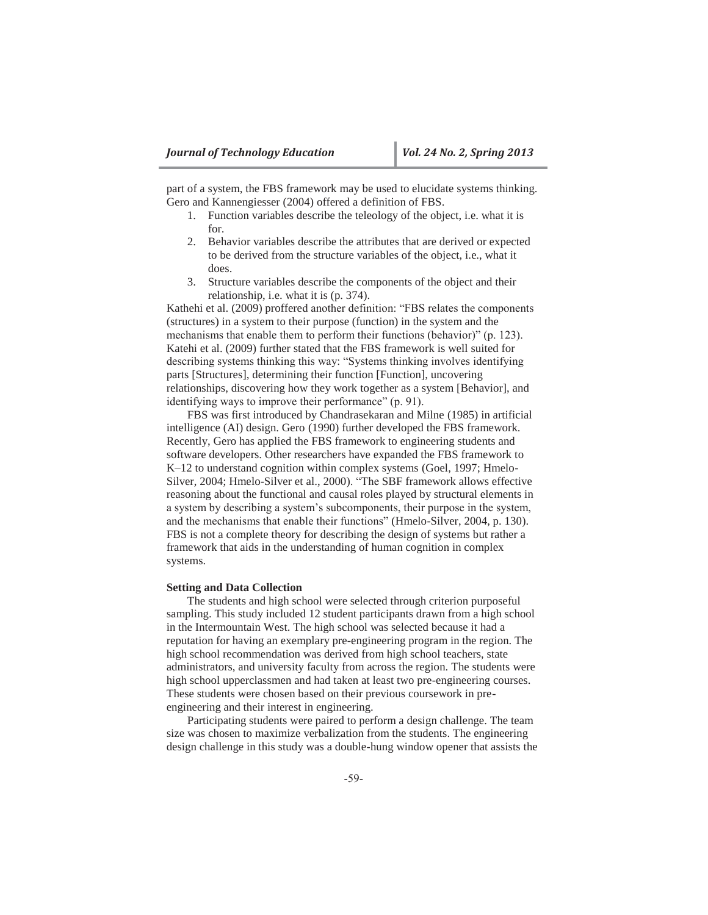part of a system, the FBS framework may be used to elucidate systems thinking. Gero and Kannengiesser (2004) offered a definition of FBS.

1. Function variables describe the teleology of the object, i.e. what it is for.
2. Behavior variables describe the attributes that are derived or expected to be derived from the structure variables of the object, i.e., what it does.
3. Structure variables describe the components of the object and their relationship, i.e. what it is (p. 374).

Kathehi et al. (2009) proffered another definition: "FBS relates the components (structures) in a system to their purpose (function) in the system and the mechanisms that enable them to perform their functions (behavior)" (p. 123). Katehi et al. (2009) further stated that the FBS framework is well suited for describing systems thinking this way: "Systems thinking involves identifying parts [Structures], determining their function [Function], uncovering relationships, discovering how they work together as a system [Behavior], and identifying ways to improve their performance" (p. 91).

FBS was first introduced by Chandrasekaran and Milne (1985) in artificial intelligence (AI) design. Gero (1990) further developed the FBS framework. Recently, Gero has applied the FBS framework to engineering students and software developers. Other researchers have expanded the FBS framework to K–12 to understand cognition within complex systems (Goel, 1997; Hmelo-Silver, 2004; Hmelo-Silver et al., 2000). "The SBF framework allows effective reasoning about the functional and causal roles played by structural elements in a system by describing a system's subcomponents, their purpose in the system, and the mechanisms that enable their functions" (Hmelo-Silver, 2004, p. 130). FBS is not a complete theory for describing the design of systems but rather a framework that aids in the understanding of human cognition in complex systems.

**Setting and Data Collection**

The students and high school were selected through criterion purposeful sampling. This study included 12 student participants drawn from a high school in the Intermountain West. The high school was selected because it had a reputation for having an exemplary pre-engineering program in the region. The high school recommendation was derived from high school teachers, state administrators, and university faculty from across the region. The students were high school upperclassmen and had taken at least two pre-engineering courses. These students were chosen based on their previous coursework in pre-engineering and their interest in engineering.

Participating students were paired to perform a design challenge. The team size was chosen to maximize verbalization from the students. The engineering design challenge in this study was a double-hung window opener that assists the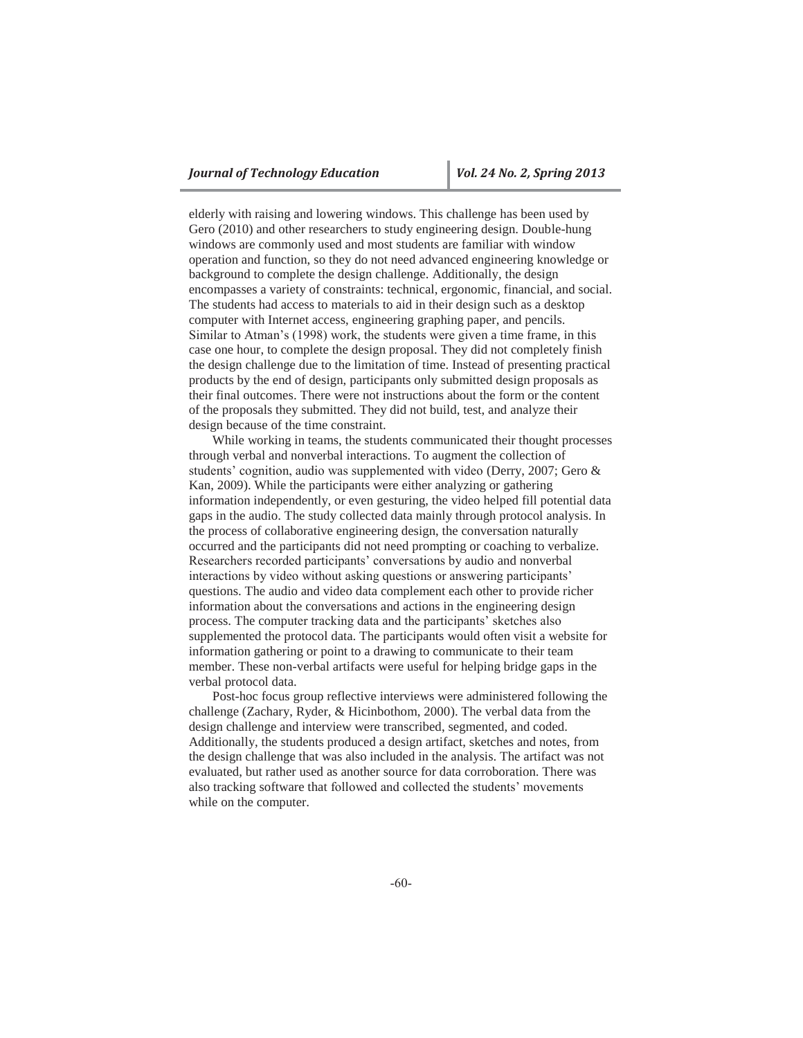elderly with raising and lowering windows. This challenge has been used by Gero (2010) and other researchers to study engineering design. Double-hung windows are commonly used and most students are familiar with window operation and function, so they do not need advanced engineering knowledge or background to complete the design challenge. Additionally, the design encompasses a variety of constraints: technical, ergonomic, financial, and social. The students had access to materials to aid in their design such as a desktop computer with Internet access, engineering graphing paper, and pencils. Similar to Atman's (1998) work, the students were given a time frame, in this case one hour, to complete the design proposal. They did not completely finish the design challenge due to the limitation of time. Instead of presenting practical products by the end of design, participants only submitted design proposals as their final outcomes. There were not instructions about the form or the content of the proposals they submitted. They did not build, test, and analyze their design because of the time constraint.

While working in teams, the students communicated their thought processes through verbal and nonverbal interactions. To augment the collection of students' cognition, audio was supplemented with video (Derry, 2007; Gero & Kan, 2009). While the participants were either analyzing or gathering information independently, or even gesturing, the video helped fill potential data gaps in the audio. The study collected data mainly through protocol analysis. In the process of collaborative engineering design, the conversation naturally occurred and the participants did not need prompting or coaching to verbalize. Researchers recorded participants' conversations by audio and nonverbal interactions by video without asking questions or answering participants' questions. The audio and video data complement each other to provide richer information about the conversations and actions in the engineering design process. The computer tracking data and the participants' sketches also supplemented the protocol data. The participants would often visit a website for information gathering or point to a drawing to communicate to their team member. These non-verbal artifacts were useful for helping bridge gaps in the verbal protocol data.

Post-hoc focus group reflective interviews were administered following the challenge (Zachary, Ryder, & Hicinbothom, 2000). The verbal data from the design challenge and interview were transcribed, segmented, and coded. Additionally, the students produced a design artifact, sketches and notes, from the design challenge that was also included in the analysis. The artifact was not evaluated, but rather used as another source for data corroboration. There was also tracking software that followed and collected the students' movements while on the computer.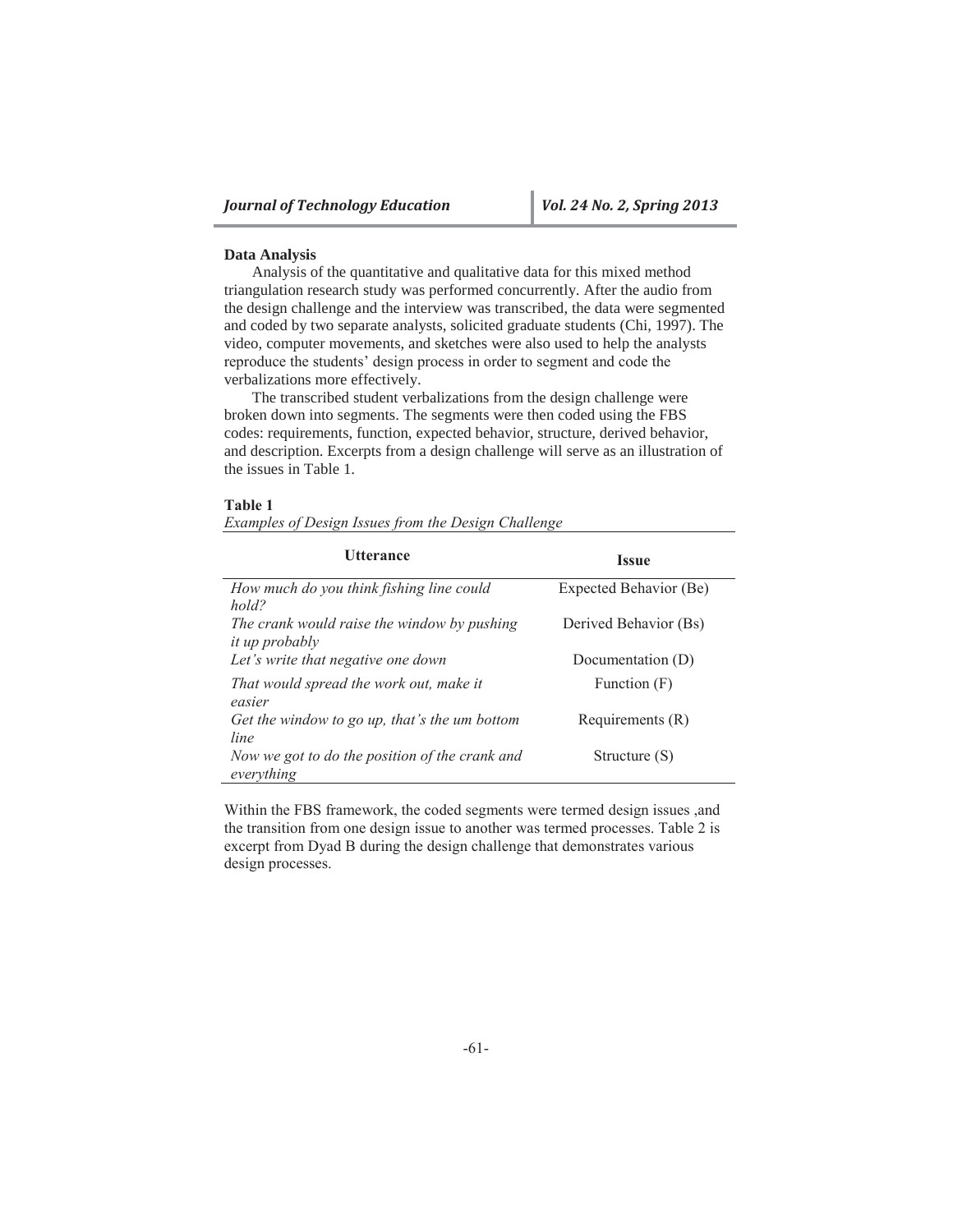**Data Analysis**

Analysis of the quantitative and qualitative data for this mixed method triangulation research study was performed concurrently. After the audio from the design challenge and the interview was transcribed, the data were segmented and coded by two separate analysts, solicited graduate students (Chi, 1997). The video, computer movements, and sketches were also used to help the analysts reproduce the students' design process in order to segment and code the verbalizations more effectively.

The transcribed student verbalizations from the design challenge were broken down into segments. The segments were then coded using the FBS codes: requirements, function, expected behavior, structure, derived behavior, and description. Excerpts from a design challenge will serve as an illustration of the issues in Table 1.

**Table 1**

*Examples of Design Issues from the Design Challenge*

| Utterance | Issue |
|---|---|
| *How much do you think fishing line could hold?* | Expected Behavior (Be) |
| *The crank would raise the window by pushing it up probably* | Derived Behavior (Bs) |
| *Let's write that negative one down* | Documentation (D) |
| *That would spread the work out, make it easier* | Function (F) |
| *Get the window to go up, that's the um bottom line* | Requirements (R) |
| *Now we got to do the position of the crank and everything* | Structure (S) |

Within the FBS framework, the coded segments were termed design issues ,and the transition from one design issue to another was termed processes. Table 2 is excerpt from Dyad B during the design challenge that demonstrates various design processes.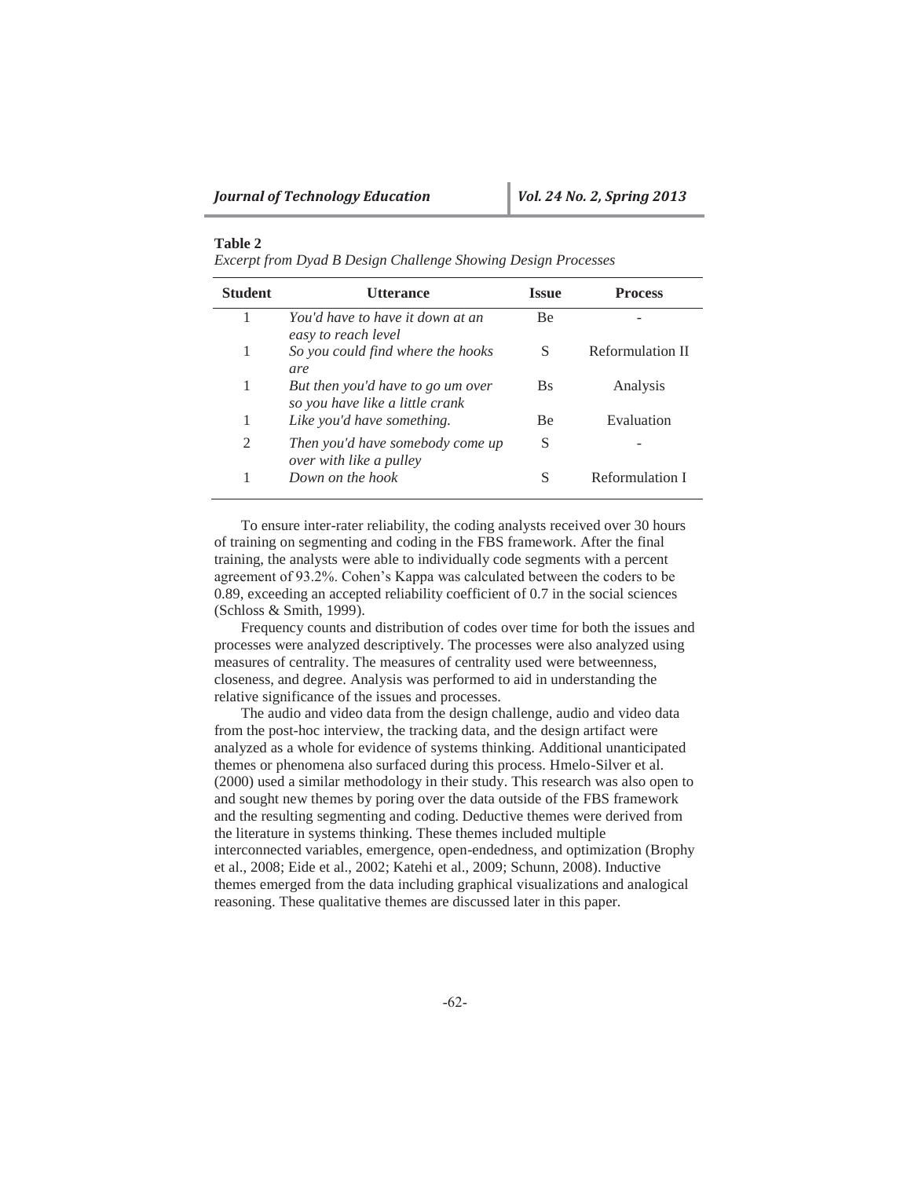**Table 2**

*Excerpt from Dyad B Design Challenge Showing Design Processes*

| Student | Utterance | Issue | Process |
|---|---|---|---|
| 1 | *You'd have to have it down at an easy to reach level* | Be | - |
| 1 | *So you could find where the hooks are* | S | Reformulation II |
| 1 | *But then you'd have to go um over so you have like a little crank* | Bs | Analysis |
| 1 | *Like you'd have something.* | Be | Evaluation |
| 2 | *Then you'd have somebody come up over with like a pulley* | S | - |
| 1 | *Down on the hook* | S | Reformulation I |

To ensure inter-rater reliability, the coding analysts received over 30 hours of training on segmenting and coding in the FBS framework. After the final training, the analysts were able to individually code segments with a percent agreement of 93.2%. Cohen's Kappa was calculated between the coders to be 0.89, exceeding an accepted reliability coefficient of 0.7 in the social sciences (Schloss & Smith, 1999).

Frequency counts and distribution of codes over time for both the issues and processes were analyzed descriptively. The processes were also analyzed using measures of centrality. The measures of centrality used were betweenness, closeness, and degree. Analysis was performed to aid in understanding the relative significance of the issues and processes.

The audio and video data from the design challenge, audio and video data from the post-hoc interview, the tracking data, and the design artifact were analyzed as a whole for evidence of systems thinking. Additional unanticipated themes or phenomena also surfaced during this process. Hmelo-Silver et al. (2000) used a similar methodology in their study. This research was also open to and sought new themes by poring over the data outside of the FBS framework and the resulting segmenting and coding. Deductive themes were derived from the literature in systems thinking. These themes included multiple interconnected variables, emergence, open-endedness, and optimization (Brophy et al., 2008; Eide et al., 2002; Katehi et al., 2009; Schunn, 2008). Inductive themes emerged from the data including graphical visualizations and analogical reasoning. These qualitative themes are discussed later in this paper.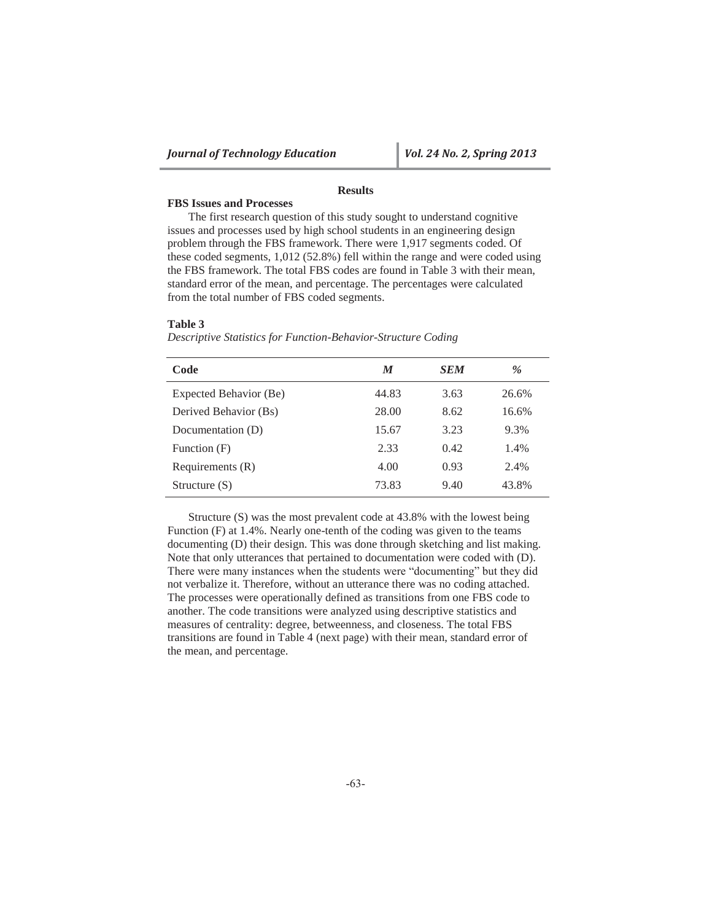## Results

### FBS Issues and Processes

The first research question of this study sought to understand cognitive issues and processes used by high school students in an engineering design problem through the FBS framework. There were 1,917 segments coded. Of these coded segments, 1,012 (52.8%) fell within the range and were coded using the FBS framework. The total FBS codes are found in Table 3 with their mean, standard error of the mean, and percentage. The percentages were calculated from the total number of FBS coded segments.

**Table 3**

*Descriptive Statistics for Function-Behavior-Structure Coding*

| Code | *M* | *SEM* | *%* |
|---|---|---|---|
| Expected Behavior (Be) | 44.83 | 3.63 | 26.6% |
| Derived Behavior (Bs) | 28.00 | 8.62 | 16.6% |
| Documentation (D) | 15.67 | 3.23 | 9.3% |
| Function (F) | 2.33 | 0.42 | 1.4% |
| Requirements (R) | 4.00 | 0.93 | 2.4% |
| Structure (S) | 73.83 | 9.40 | 43.8% |

Structure (S) was the most prevalent code at 43.8% with the lowest being Function (F) at 1.4%. Nearly one-tenth of the coding was given to the teams documenting (D) their design. This was done through sketching and list making. Note that only utterances that pertained to documentation were coded with (D). There were many instances when the students were "documenting" but they did not verbalize it. Therefore, without an utterance there was no coding attached. The processes were operationally defined as transitions from one FBS code to another. The code transitions were analyzed using descriptive statistics and measures of centrality: degree, betweenness, and closeness. The total FBS transitions are found in Table 4 (next page) with their mean, standard error of the mean, and percentage.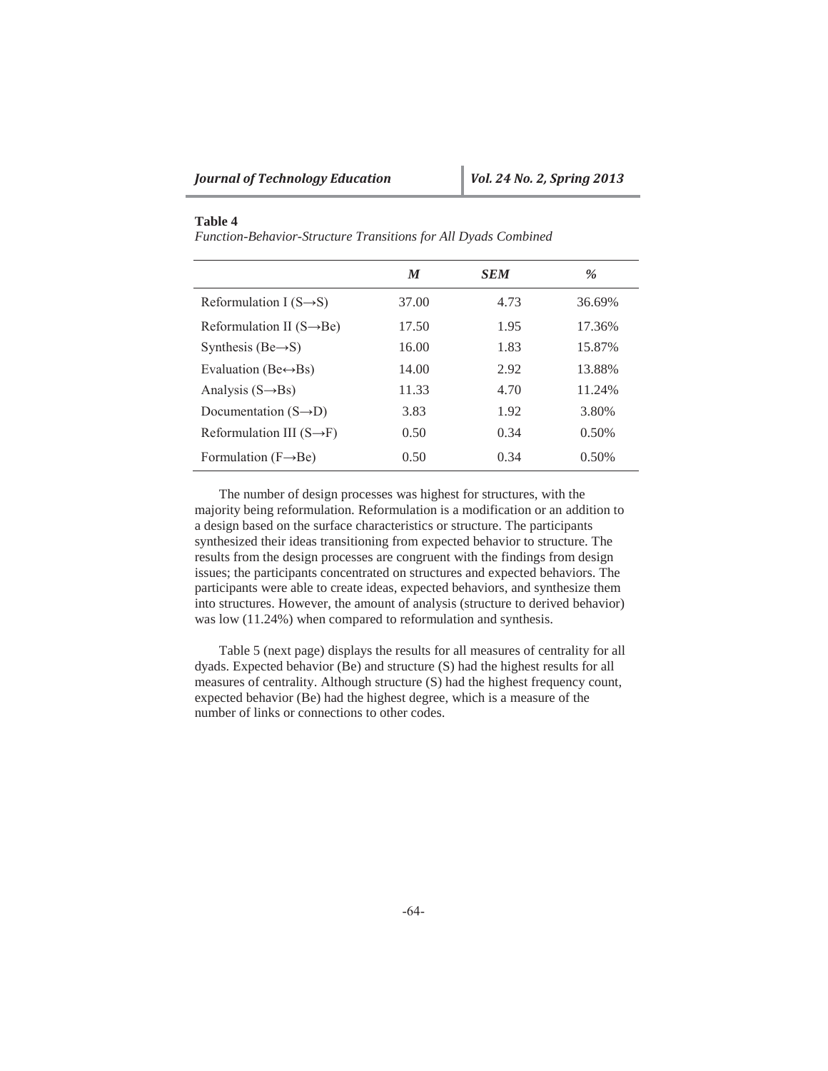**Table 4**

*Function-Behavior-Structure Transitions for All Dyads Combined*

| | *M* | *SEM* | *%* |
|---|---|---|---|
| Reformulation I (S→S) | 37.00 | 4.73 | 36.69% |
| Reformulation II (S→Be) | 17.50 | 1.95 | 17.36% |
| Synthesis (Be→S) | 16.00 | 1.83 | 15.87% |
| Evaluation (Be↔Bs) | 14.00 | 2.92 | 13.88% |
| Analysis (S→Bs) | 11.33 | 4.70 | 11.24% |
| Documentation (S→D) | 3.83 | 1.92 | 3.80% |
| Reformulation III (S→F) | 0.50 | 0.34 | 0.50% |
| Formulation (F→Be) | 0.50 | 0.34 | 0.50% |

The number of design processes was highest for structures, with the majority being reformulation. Reformulation is a modification or an addition to a design based on the surface characteristics or structure. The participants synthesized their ideas transitioning from expected behavior to structure. The results from the design processes are congruent with the findings from design issues; the participants concentrated on structures and expected behaviors. The participants were able to create ideas, expected behaviors, and synthesize them into structures. However, the amount of analysis (structure to derived behavior) was low (11.24%) when compared to reformulation and synthesis.

Table 5 (next page) displays the results for all measures of centrality for all dyads. Expected behavior (Be) and structure (S) had the highest results for all measures of centrality. Although structure (S) had the highest frequency count, expected behavior (Be) had the highest degree, which is a measure of the number of links or connections to other codes.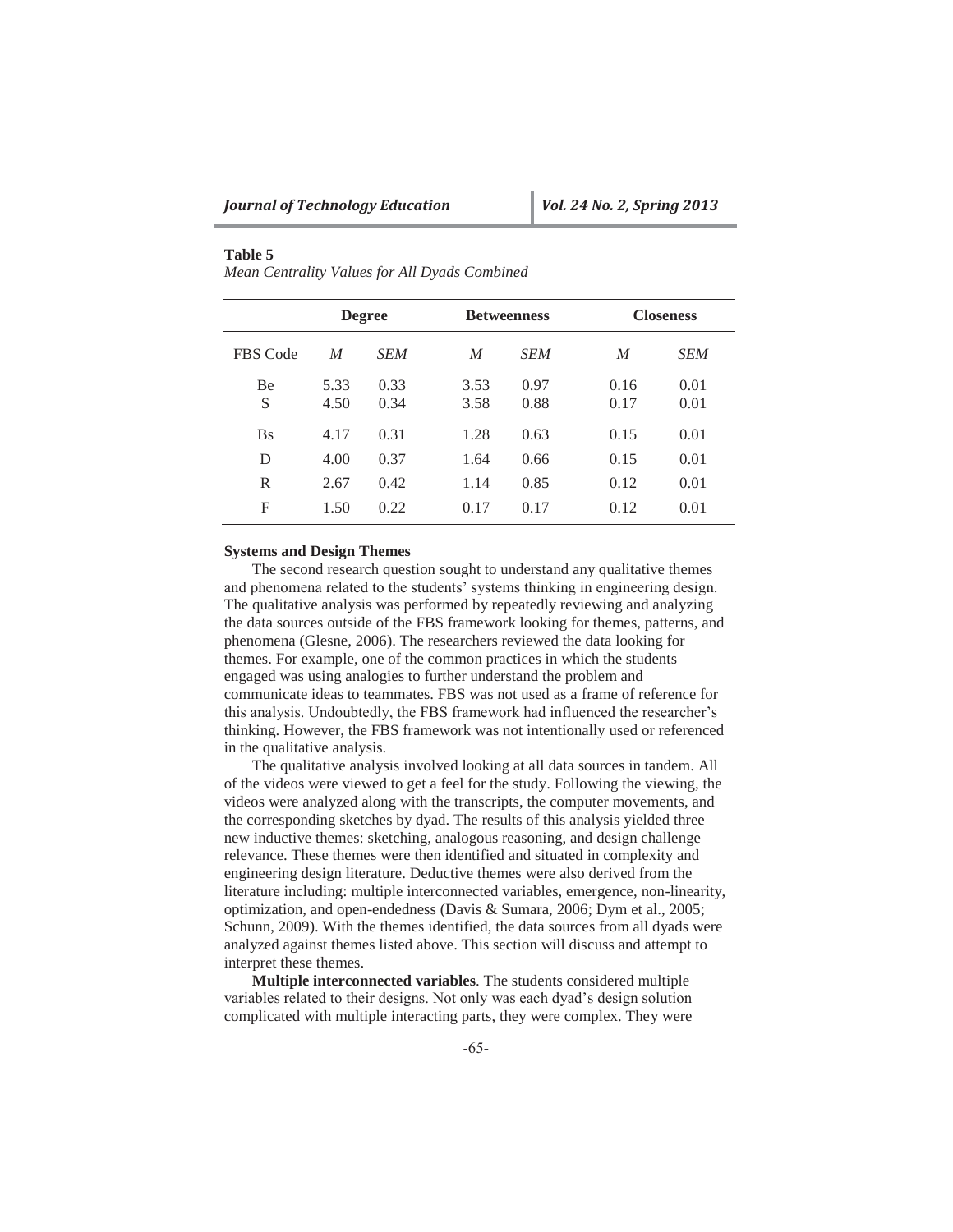**Table 5**
*Mean Centrality Values for All Dyads Combined*

| | Degree | | Betweenness | | Closeness | |
|---|---|---|---|---|---|---|
| FBS Code | *M* | *SEM* | *M* | *SEM* | *M* | *SEM* |
| Be | 5.33 | 0.33 | 3.53 | 0.97 | 0.16 | 0.01 |
| S | 4.50 | 0.34 | 3.58 | 0.88 | 0.17 | 0.01 |
| Bs | 4.17 | 0.31 | 1.28 | 0.63 | 0.15 | 0.01 |
| D | 4.00 | 0.37 | 1.64 | 0.66 | 0.15 | 0.01 |
| R | 2.67 | 0.42 | 1.14 | 0.85 | 0.12 | 0.01 |
| F | 1.50 | 0.22 | 0.17 | 0.17 | 0.12 | 0.01 |

**Systems and Design Themes**

The second research question sought to understand any qualitative themes and phenomena related to the students' systems thinking in engineering design. The qualitative analysis was performed by repeatedly reviewing and analyzing the data sources outside of the FBS framework looking for themes, patterns, and phenomena (Glesne, 2006). The researchers reviewed the data looking for themes. For example, one of the common practices in which the students engaged was using analogies to further understand the problem and communicate ideas to teammates. FBS was not used as a frame of reference for this analysis. Undoubtedly, the FBS framework had influenced the researcher's thinking. However, the FBS framework was not intentionally used or referenced in the qualitative analysis.

The qualitative analysis involved looking at all data sources in tandem. All of the videos were viewed to get a feel for the study. Following the viewing, the videos were analyzed along with the transcripts, the computer movements, and the corresponding sketches by dyad. The results of this analysis yielded three new inductive themes: sketching, analogous reasoning, and design challenge relevance. These themes were then identified and situated in complexity and engineering design literature. Deductive themes were also derived from the literature including: multiple interconnected variables, emergence, non-linearity, optimization, and open-endedness (Davis & Sumara, 2006; Dym et al., 2005; Schunn, 2009). With the themes identified, the data sources from all dyads were analyzed against themes listed above. This section will discuss and attempt to interpret these themes.

**Multiple interconnected variables**. The students considered multiple variables related to their designs. Not only was each dyad's design solution complicated with multiple interacting parts, they were complex. They were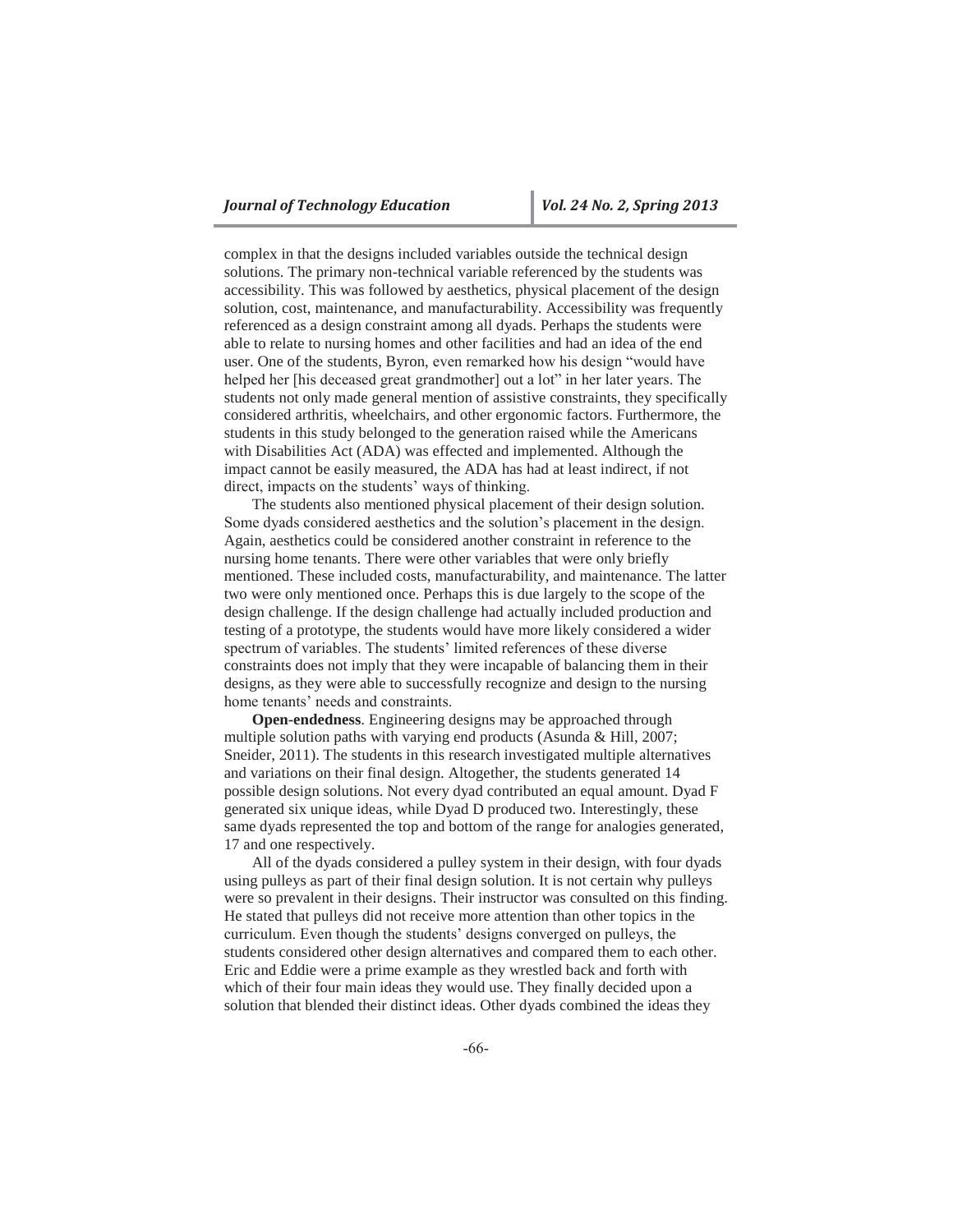complex in that the designs included variables outside the technical design solutions. The primary non-technical variable referenced by the students was accessibility. This was followed by aesthetics, physical placement of the design solution, cost, maintenance, and manufacturability. Accessibility was frequently referenced as a design constraint among all dyads. Perhaps the students were able to relate to nursing homes and other facilities and had an idea of the end user. One of the students, Byron, even remarked how his design "would have helped her [his deceased great grandmother] out a lot" in her later years. The students not only made general mention of assistive constraints, they specifically considered arthritis, wheelchairs, and other ergonomic factors. Furthermore, the students in this study belonged to the generation raised while the Americans with Disabilities Act (ADA) was effected and implemented. Although the impact cannot be easily measured, the ADA has had at least indirect, if not direct, impacts on the students' ways of thinking.

The students also mentioned physical placement of their design solution. Some dyads considered aesthetics and the solution's placement in the design. Again, aesthetics could be considered another constraint in reference to the nursing home tenants. There were other variables that were only briefly mentioned. These included costs, manufacturability, and maintenance. The latter two were only mentioned once. Perhaps this is due largely to the scope of the design challenge. If the design challenge had actually included production and testing of a prototype, the students would have more likely considered a wider spectrum of variables. The students' limited references of these diverse constraints does not imply that they were incapable of balancing them in their designs, as they were able to successfully recognize and design to the nursing home tenants' needs and constraints.

**Open-endedness**. Engineering designs may be approached through multiple solution paths with varying end products (Asunda & Hill, 2007; Sneider, 2011). The students in this research investigated multiple alternatives and variations on their final design. Altogether, the students generated 14 possible design solutions. Not every dyad contributed an equal amount. Dyad F generated six unique ideas, while Dyad D produced two. Interestingly, these same dyads represented the top and bottom of the range for analogies generated, 17 and one respectively.

All of the dyads considered a pulley system in their design, with four dyads using pulleys as part of their final design solution. It is not certain why pulleys were so prevalent in their designs. Their instructor was consulted on this finding. He stated that pulleys did not receive more attention than other topics in the curriculum. Even though the students' designs converged on pulleys, the students considered other design alternatives and compared them to each other. Eric and Eddie were a prime example as they wrestled back and forth with which of their four main ideas they would use. They finally decided upon a solution that blended their distinct ideas. Other dyads combined the ideas they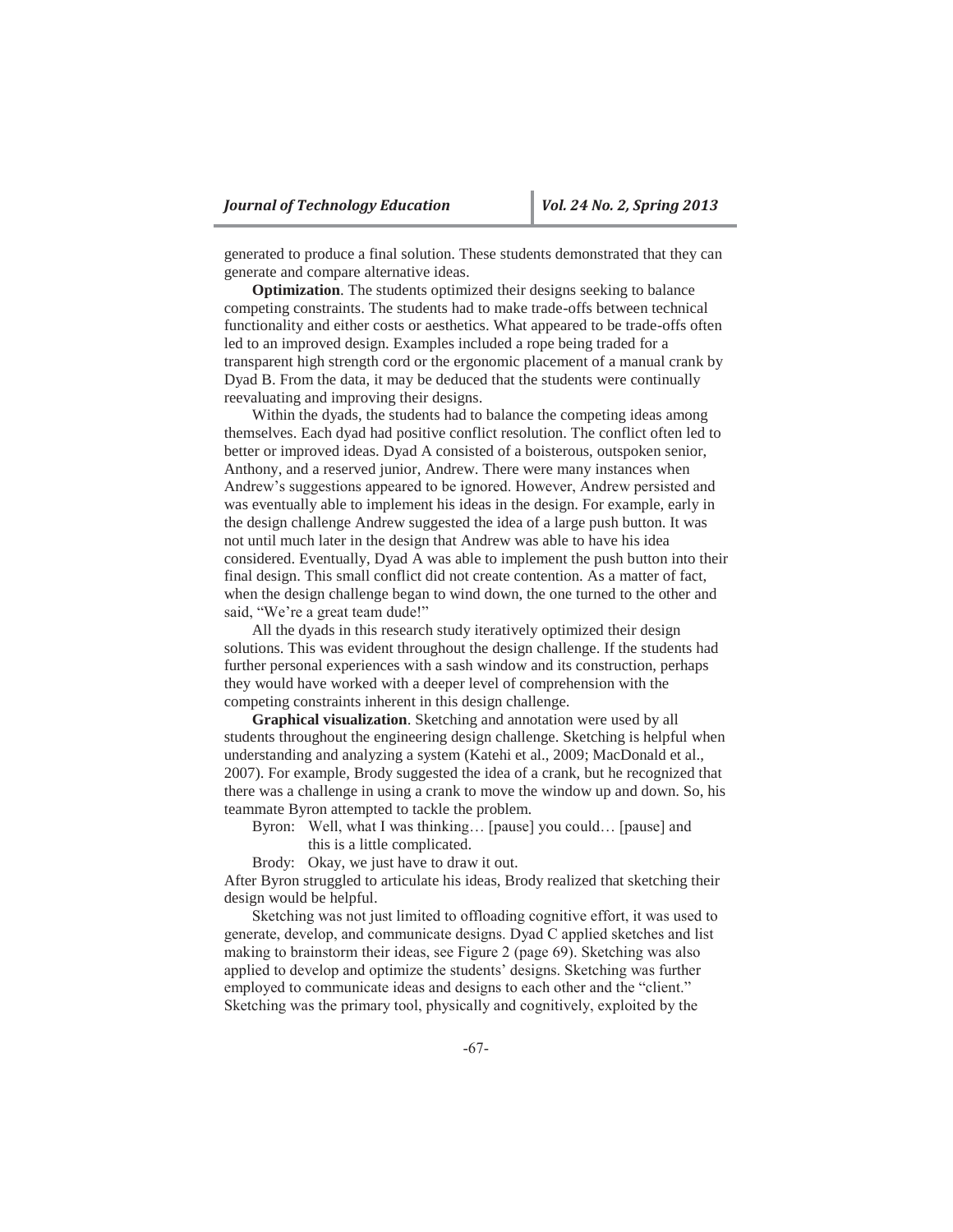generated to produce a final solution. These students demonstrated that they can generate and compare alternative ideas.

**Optimization**. The students optimized their designs seeking to balance competing constraints. The students had to make trade-offs between technical functionality and either costs or aesthetics. What appeared to be trade-offs often led to an improved design. Examples included a rope being traded for a transparent high strength cord or the ergonomic placement of a manual crank by Dyad B. From the data, it may be deduced that the students were continually reevaluating and improving their designs.

Within the dyads, the students had to balance the competing ideas among themselves. Each dyad had positive conflict resolution. The conflict often led to better or improved ideas. Dyad A consisted of a boisterous, outspoken senior, Anthony, and a reserved junior, Andrew. There were many instances when Andrew's suggestions appeared to be ignored. However, Andrew persisted and was eventually able to implement his ideas in the design. For example, early in the design challenge Andrew suggested the idea of a large push button. It was not until much later in the design that Andrew was able to have his idea considered. Eventually, Dyad A was able to implement the push button into their final design. This small conflict did not create contention. As a matter of fact, when the design challenge began to wind down, the one turned to the other and said, "We're a great team dude!"

All the dyads in this research study iteratively optimized their design solutions. This was evident throughout the design challenge. If the students had further personal experiences with a sash window and its construction, perhaps they would have worked with a deeper level of comprehension with the competing constraints inherent in this design challenge.

**Graphical visualization**. Sketching and annotation were used by all students throughout the engineering design challenge. Sketching is helpful when understanding and analyzing a system (Katehi et al., 2009; MacDonald et al., 2007). For example, Brody suggested the idea of a crank, but he recognized that there was a challenge in using a crank to move the window up and down. So, his teammate Byron attempted to tackle the problem.

Byron: Well, what I was thinking… [pause] you could… [pause] and this is a little complicated.

Brody: Okay, we just have to draw it out.

After Byron struggled to articulate his ideas, Brody realized that sketching their design would be helpful.

Sketching was not just limited to offloading cognitive effort, it was used to generate, develop, and communicate designs. Dyad C applied sketches and list making to brainstorm their ideas, see Figure 2 (page 69). Sketching was also applied to develop and optimize the students' designs. Sketching was further employed to communicate ideas and designs to each other and the "client." Sketching was the primary tool, physically and cognitively, exploited by the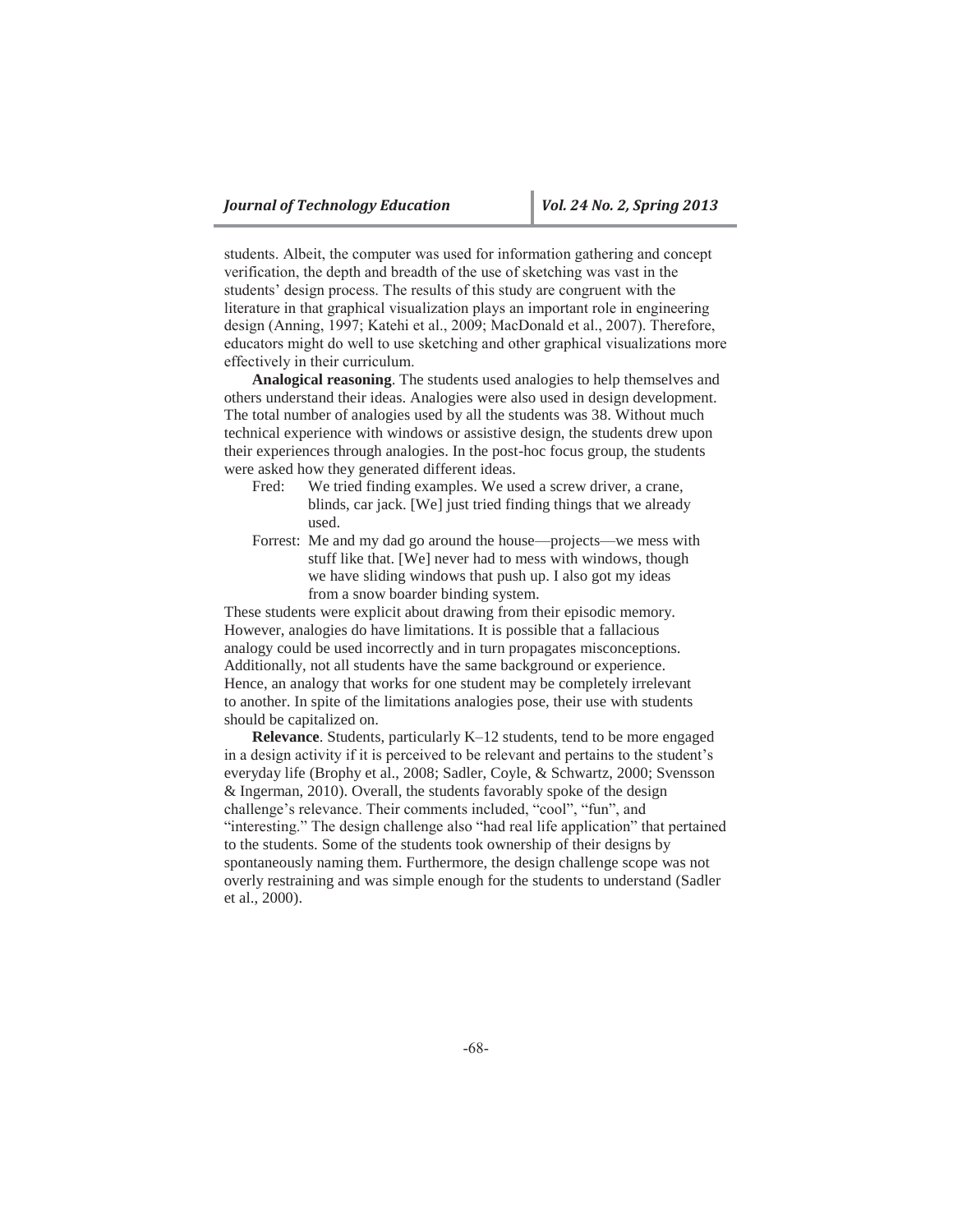students. Albeit, the computer was used for information gathering and concept verification, the depth and breadth of the use of sketching was vast in the students' design process. The results of this study are congruent with the literature in that graphical visualization plays an important role in engineering design (Anning, 1997; Katehi et al., 2009; MacDonald et al., 2007). Therefore, educators might do well to use sketching and other graphical visualizations more effectively in their curriculum.

**Analogical reasoning**. The students used analogies to help themselves and others understand their ideas. Analogies were also used in design development. The total number of analogies used by all the students was 38. Without much technical experience with windows or assistive design, the students drew upon their experiences through analogies. In the post-hoc focus group, the students were asked how they generated different ideas.

> Fred: We tried finding examples. We used a screw driver, a crane, blinds, car jack. [We] just tried finding things that we already used.
>
> Forrest: Me and my dad go around the house—projects—we mess with stuff like that. [We] never had to mess with windows, though we have sliding windows that push up. I also got my ideas from a snow boarder binding system.

These students were explicit about drawing from their episodic memory. However, analogies do have limitations. It is possible that a fallacious analogy could be used incorrectly and in turn propagates misconceptions. Additionally, not all students have the same background or experience. Hence, an analogy that works for one student may be completely irrelevant to another. In spite of the limitations analogies pose, their use with students should be capitalized on.

**Relevance**. Students, particularly K–12 students, tend to be more engaged in a design activity if it is perceived to be relevant and pertains to the student's everyday life (Brophy et al., 2008; Sadler, Coyle, & Schwartz, 2000; Svensson & Ingerman, 2010). Overall, the students favorably spoke of the design challenge's relevance. Their comments included, "cool", "fun", and "interesting." The design challenge also "had real life application" that pertained to the students. Some of the students took ownership of their designs by spontaneously naming them. Furthermore, the design challenge scope was not overly restraining and was simple enough for the students to understand (Sadler et al., 2000).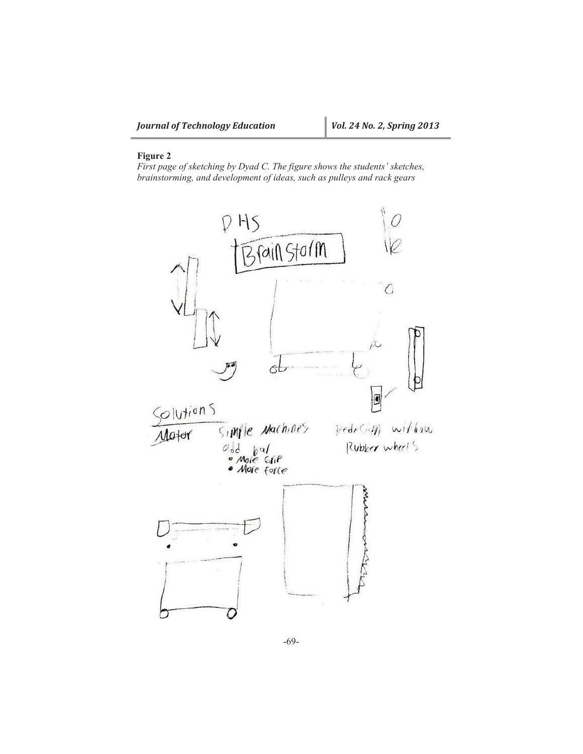**Figure 2**

*First page of sketching by Dyad C. The figure shows the students' sketches, brainstorming, and development of ideas, such as pulleys and rack gears*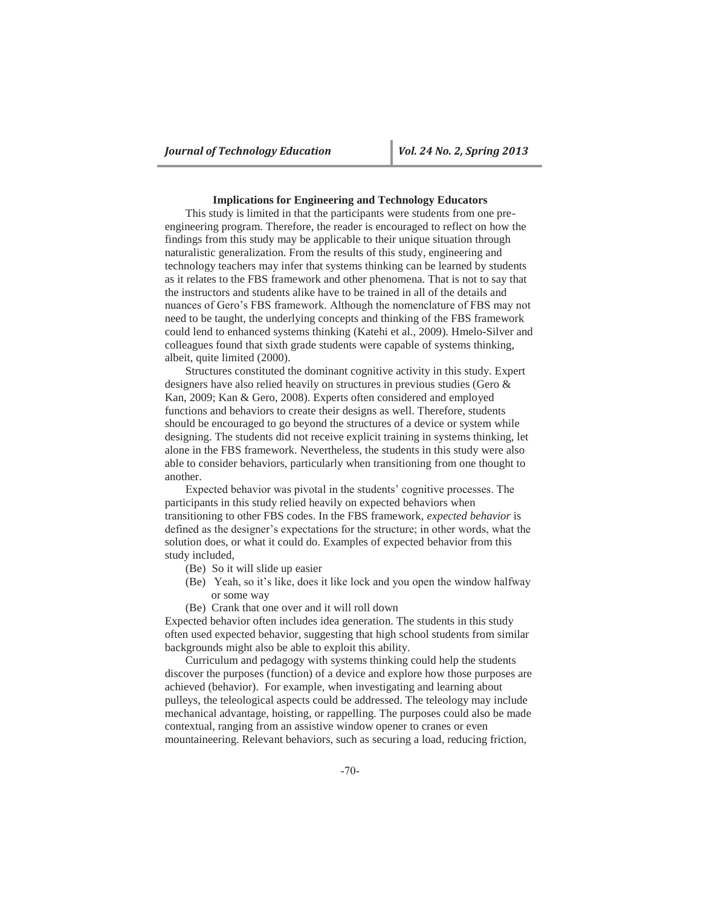## Implications for Engineering and Technology Educators

This study is limited in that the participants were students from one pre-engineering program. Therefore, the reader is encouraged to reflect on how the findings from this study may be applicable to their unique situation through naturalistic generalization. From the results of this study, engineering and technology teachers may infer that systems thinking can be learned by students as it relates to the FBS framework and other phenomena. That is not to say that the instructors and students alike have to be trained in all of the details and nuances of Gero's FBS framework. Although the nomenclature of FBS may not need to be taught, the underlying concepts and thinking of the FBS framework could lend to enhanced systems thinking (Katehi et al., 2009). Hmelo-Silver and colleagues found that sixth grade students were capable of systems thinking, albeit, quite limited (2000).

Structures constituted the dominant cognitive activity in this study. Expert designers have also relied heavily on structures in previous studies (Gero & Kan, 2009; Kan & Gero, 2008). Experts often considered and employed functions and behaviors to create their designs as well. Therefore, students should be encouraged to go beyond the structures of a device or system while designing. The students did not receive explicit training in systems thinking, let alone in the FBS framework. Nevertheless, the students in this study were also able to consider behaviors, particularly when transitioning from one thought to another.

Expected behavior was pivotal in the students' cognitive processes. The participants in this study relied heavily on expected behaviors when transitioning to other FBS codes. In the FBS framework, *expected behavior* is defined as the designer's expectations for the structure; in other words, what the solution does, or what it could do. Examples of expected behavior from this study included,

- (Be) So it will slide up easier
- (Be) Yeah, so it's like, does it like lock and you open the window halfway or some way
- (Be) Crank that one over and it will roll down

Expected behavior often includes idea generation. The students in this study often used expected behavior, suggesting that high school students from similar backgrounds might also be able to exploit this ability.

Curriculum and pedagogy with systems thinking could help the students discover the purposes (function) of a device and explore how those purposes are achieved (behavior). For example, when investigating and learning about pulleys, the teleological aspects could be addressed. The teleology may include mechanical advantage, hoisting, or rappelling. The purposes could also be made contextual, ranging from an assistive window opener to cranes or even mountaineering. Relevant behaviors, such as securing a load, reducing friction,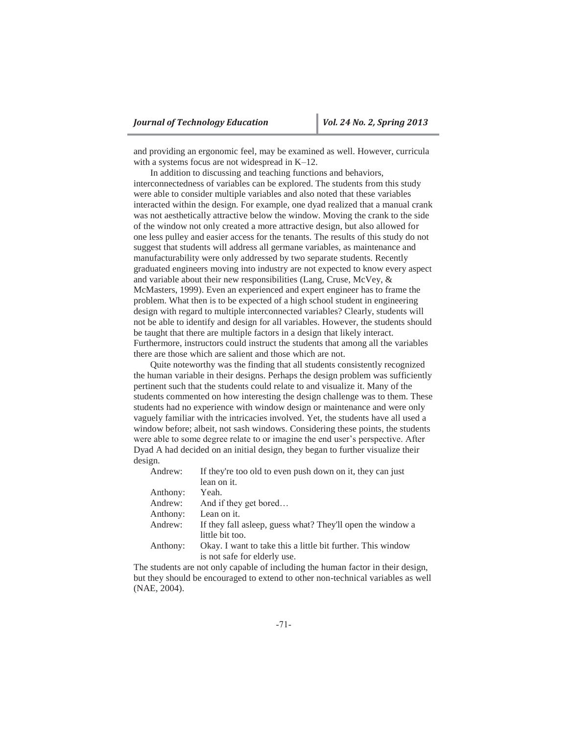and providing an ergonomic feel, may be examined as well. However, curricula with a systems focus are not widespread in K–12.

In addition to discussing and teaching functions and behaviors, interconnectedness of variables can be explored. The students from this study were able to consider multiple variables and also noted that these variables interacted within the design. For example, one dyad realized that a manual crank was not aesthetically attractive below the window. Moving the crank to the side of the window not only created a more attractive design, but also allowed for one less pulley and easier access for the tenants. The results of this study do not suggest that students will address all germane variables, as maintenance and manufacturability were only addressed by two separate students. Recently graduated engineers moving into industry are not expected to know every aspect and variable about their new responsibilities (Lang, Cruse, McVey, & McMasters, 1999). Even an experienced and expert engineer has to frame the problem. What then is to be expected of a high school student in engineering design with regard to multiple interconnected variables? Clearly, students will not be able to identify and design for all variables. However, the students should be taught that there are multiple factors in a design that likely interact. Furthermore, instructors could instruct the students that among all the variables there are those which are salient and those which are not.

Quite noteworthy was the finding that all students consistently recognized the human variable in their designs. Perhaps the design problem was sufficiently pertinent such that the students could relate to and visualize it. Many of the students commented on how interesting the design challenge was to them. These students had no experience with window design or maintenance and were only vaguely familiar with the intricacies involved. Yet, the students have all used a window before; albeit, not sash windows. Considering these points, the students were able to some degree relate to or imagine the end user's perspective. After Dyad A had decided on an initial design, they began to further visualize their design.

| | |
|---|---|
| Andrew: | If they're too old to even push down on it, they can just lean on it. |
| Anthony: | Yeah. |
| Andrew: | And if they get bored… |
| Anthony: | Lean on it. |
| Andrew: | If they fall asleep, guess what? They'll open the window a little bit too. |
| Anthony: | Okay. I want to take this a little bit further. This window is not safe for elderly use. |

The students are not only capable of including the human factor in their design, but they should be encouraged to extend to other non-technical variables as well (NAE, 2004).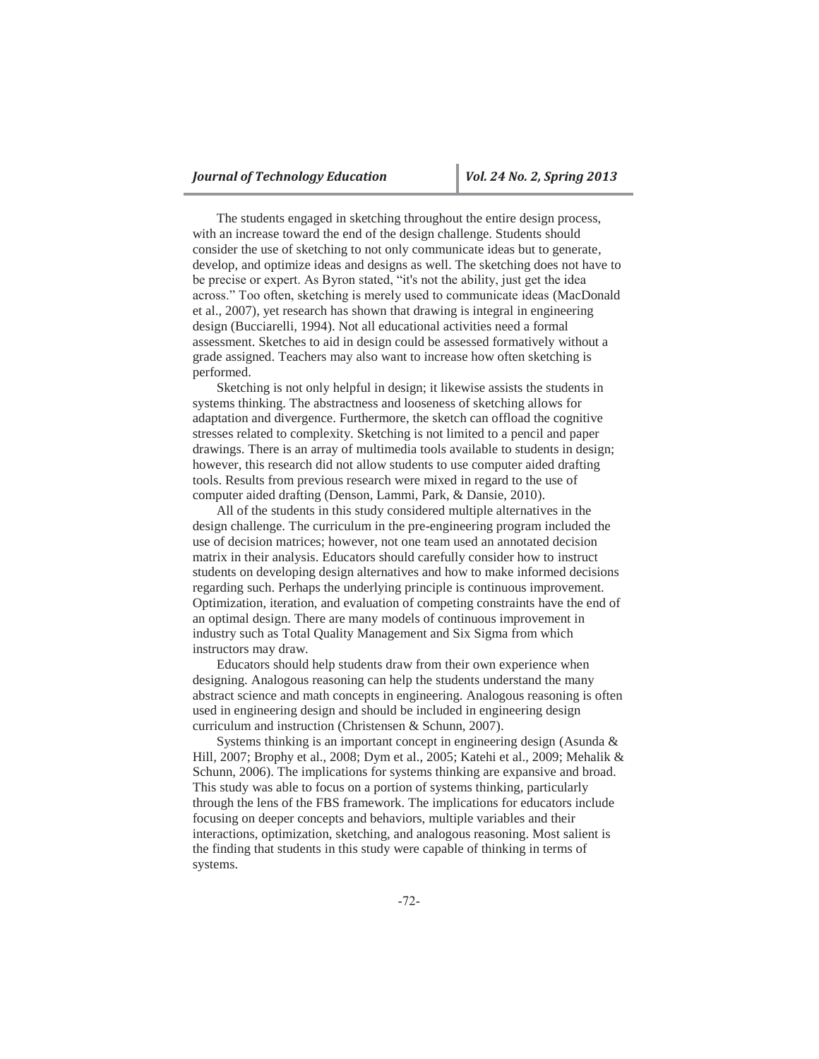The students engaged in sketching throughout the entire design process, with an increase toward the end of the design challenge. Students should consider the use of sketching to not only communicate ideas but to generate, develop, and optimize ideas and designs as well. The sketching does not have to be precise or expert. As Byron stated, "it's not the ability, just get the idea across." Too often, sketching is merely used to communicate ideas (MacDonald et al., 2007), yet research has shown that drawing is integral in engineering design (Bucciarelli, 1994). Not all educational activities need a formal assessment. Sketches to aid in design could be assessed formatively without a grade assigned. Teachers may also want to increase how often sketching is performed.

Sketching is not only helpful in design; it likewise assists the students in systems thinking. The abstractness and looseness of sketching allows for adaptation and divergence. Furthermore, the sketch can offload the cognitive stresses related to complexity. Sketching is not limited to a pencil and paper drawings. There is an array of multimedia tools available to students in design; however, this research did not allow students to use computer aided drafting tools. Results from previous research were mixed in regard to the use of computer aided drafting (Denson, Lammi, Park, & Dansie, 2010).

All of the students in this study considered multiple alternatives in the design challenge. The curriculum in the pre-engineering program included the use of decision matrices; however, not one team used an annotated decision matrix in their analysis. Educators should carefully consider how to instruct students on developing design alternatives and how to make informed decisions regarding such. Perhaps the underlying principle is continuous improvement. Optimization, iteration, and evaluation of competing constraints have the end of an optimal design. There are many models of continuous improvement in industry such as Total Quality Management and Six Sigma from which instructors may draw.

Educators should help students draw from their own experience when designing. Analogous reasoning can help the students understand the many abstract science and math concepts in engineering. Analogous reasoning is often used in engineering design and should be included in engineering design curriculum and instruction (Christensen & Schunn, 2007).

Systems thinking is an important concept in engineering design (Asunda & Hill, 2007; Brophy et al., 2008; Dym et al., 2005; Katehi et al., 2009; Mehalik & Schunn, 2006). The implications for systems thinking are expansive and broad. This study was able to focus on a portion of systems thinking, particularly through the lens of the FBS framework. The implications for educators include focusing on deeper concepts and behaviors, multiple variables and their interactions, optimization, sketching, and analogous reasoning. Most salient is the finding that students in this study were capable of thinking in terms of systems.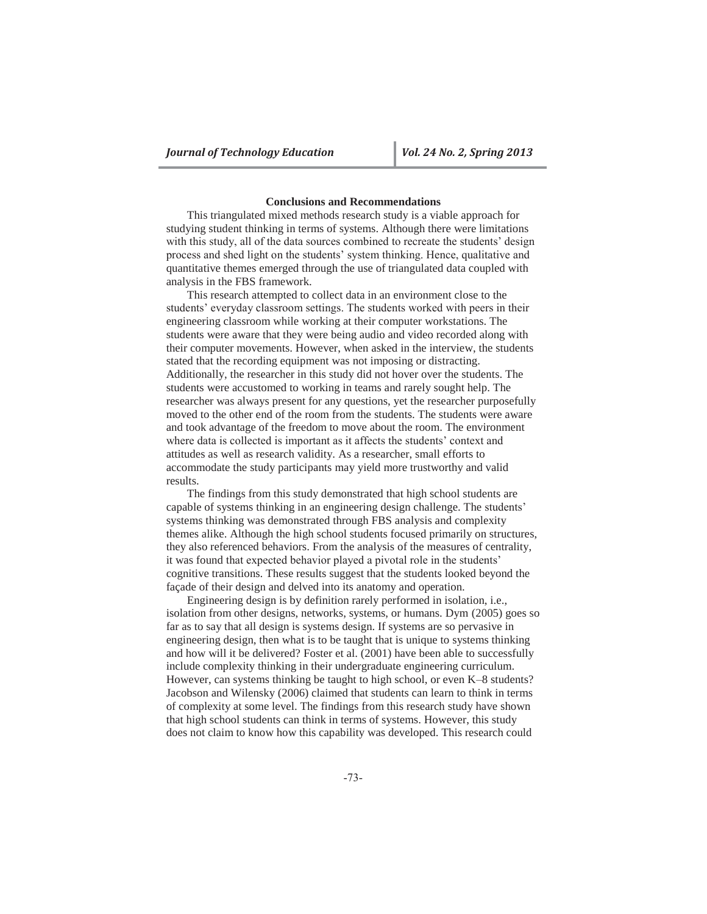## Conclusions and Recommendations

This triangulated mixed methods research study is a viable approach for studying student thinking in terms of systems. Although there were limitations with this study, all of the data sources combined to recreate the students' design process and shed light on the students' system thinking. Hence, qualitative and quantitative themes emerged through the use of triangulated data coupled with analysis in the FBS framework.

This research attempted to collect data in an environment close to the students' everyday classroom settings. The students worked with peers in their engineering classroom while working at their computer workstations. The students were aware that they were being audio and video recorded along with their computer movements. However, when asked in the interview, the students stated that the recording equipment was not imposing or distracting. Additionally, the researcher in this study did not hover over the students. The students were accustomed to working in teams and rarely sought help. The researcher was always present for any questions, yet the researcher purposefully moved to the other end of the room from the students. The students were aware and took advantage of the freedom to move about the room. The environment where data is collected is important as it affects the students' context and attitudes as well as research validity. As a researcher, small efforts to accommodate the study participants may yield more trustworthy and valid results.

The findings from this study demonstrated that high school students are capable of systems thinking in an engineering design challenge. The students' systems thinking was demonstrated through FBS analysis and complexity themes alike. Although the high school students focused primarily on structures, they also referenced behaviors. From the analysis of the measures of centrality, it was found that expected behavior played a pivotal role in the students' cognitive transitions. These results suggest that the students looked beyond the façade of their design and delved into its anatomy and operation.

Engineering design is by definition rarely performed in isolation, i.e., isolation from other designs, networks, systems, or humans. Dym (2005) goes so far as to say that all design is systems design. If systems are so pervasive in engineering design, then what is to be taught that is unique to systems thinking and how will it be delivered? Foster et al. (2001) have been able to successfully include complexity thinking in their undergraduate engineering curriculum. However, can systems thinking be taught to high school, or even K–8 students? Jacobson and Wilensky (2006) claimed that students can learn to think in terms of complexity at some level. The findings from this research study have shown that high school students can think in terms of systems. However, this study does not claim to know how this capability was developed. This research could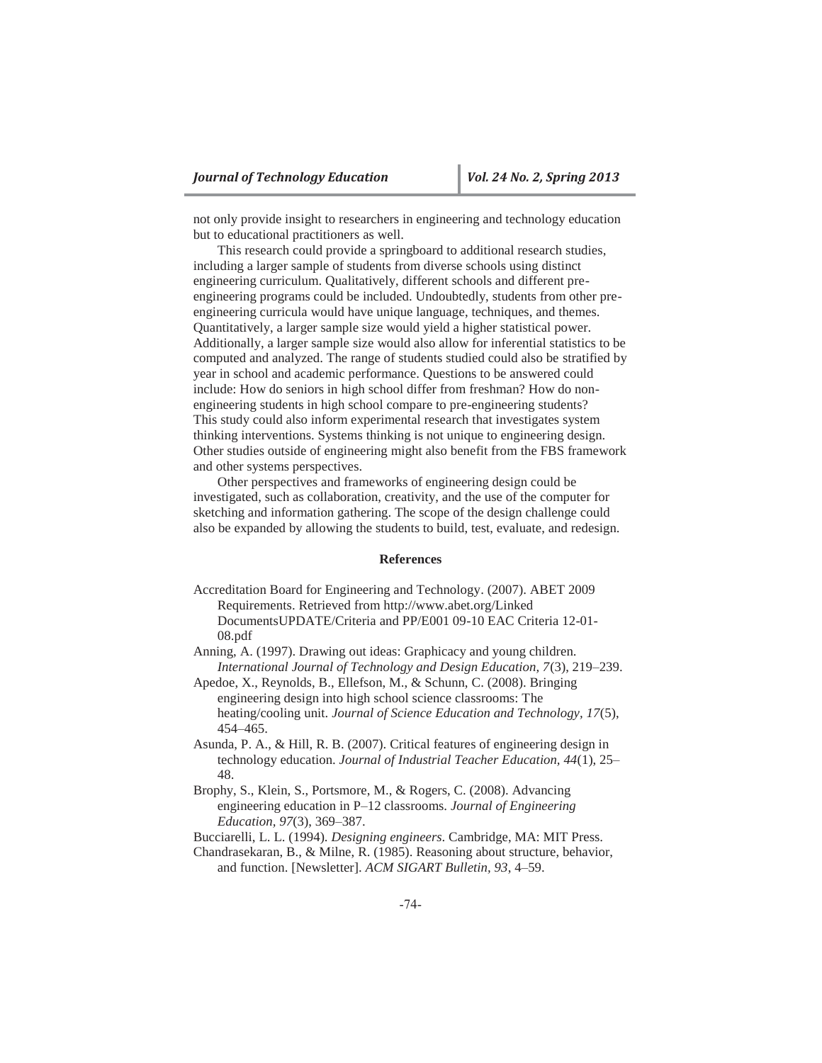not only provide insight to researchers in engineering and technology education but to educational practitioners as well.

This research could provide a springboard to additional research studies, including a larger sample of students from diverse schools using distinct engineering curriculum. Qualitatively, different schools and different pre-engineering programs could be included. Undoubtedly, students from other pre-engineering curricula would have unique language, techniques, and themes. Quantitatively, a larger sample size would yield a higher statistical power. Additionally, a larger sample size would also allow for inferential statistics to be computed and analyzed. The range of students studied could also be stratified by year in school and academic performance. Questions to be answered could include: How do seniors in high school differ from freshman? How do non-engineering students in high school compare to pre-engineering students? This study could also inform experimental research that investigates system thinking interventions. Systems thinking is not unique to engineering design. Other studies outside of engineering might also benefit from the FBS framework and other systems perspectives.

Other perspectives and frameworks of engineering design could be investigated, such as collaboration, creativity, and the use of the computer for sketching and information gathering. The scope of the design challenge could also be expanded by allowing the students to build, test, evaluate, and redesign.

## References

Accreditation Board for Engineering and Technology. (2007). ABET 2009 Requirements. Retrieved from http://www.abet.org/Linked DocumentsUPDATE/Criteria and PP/E001 09-10 EAC Criteria 12-01-08.pdf

Anning, A. (1997). Drawing out ideas: Graphicacy and young children. *International Journal of Technology and Design Education, 7*(3), 219–239.

Apedoe, X., Reynolds, B., Ellefson, M., & Schunn, C. (2008). Bringing engineering design into high school science classrooms: The heating/cooling unit. *Journal of Science Education and Technology, 17*(5), 454–465.

Asunda, P. A., & Hill, R. B. (2007). Critical features of engineering design in technology education. *Journal of Industrial Teacher Education, 44*(1), 25–48.

Brophy, S., Klein, S., Portsmore, M., & Rogers, C. (2008). Advancing engineering education in P–12 classrooms. *Journal of Engineering Education, 97*(3), 369–387.

Bucciarelli, L. L. (1994). *Designing engineers*. Cambridge, MA: MIT Press.

Chandrasekaran, B., & Milne, R. (1985). Reasoning about structure, behavior, and function. [Newsletter]. *ACM SIGART Bulletin, 93*, 4–59.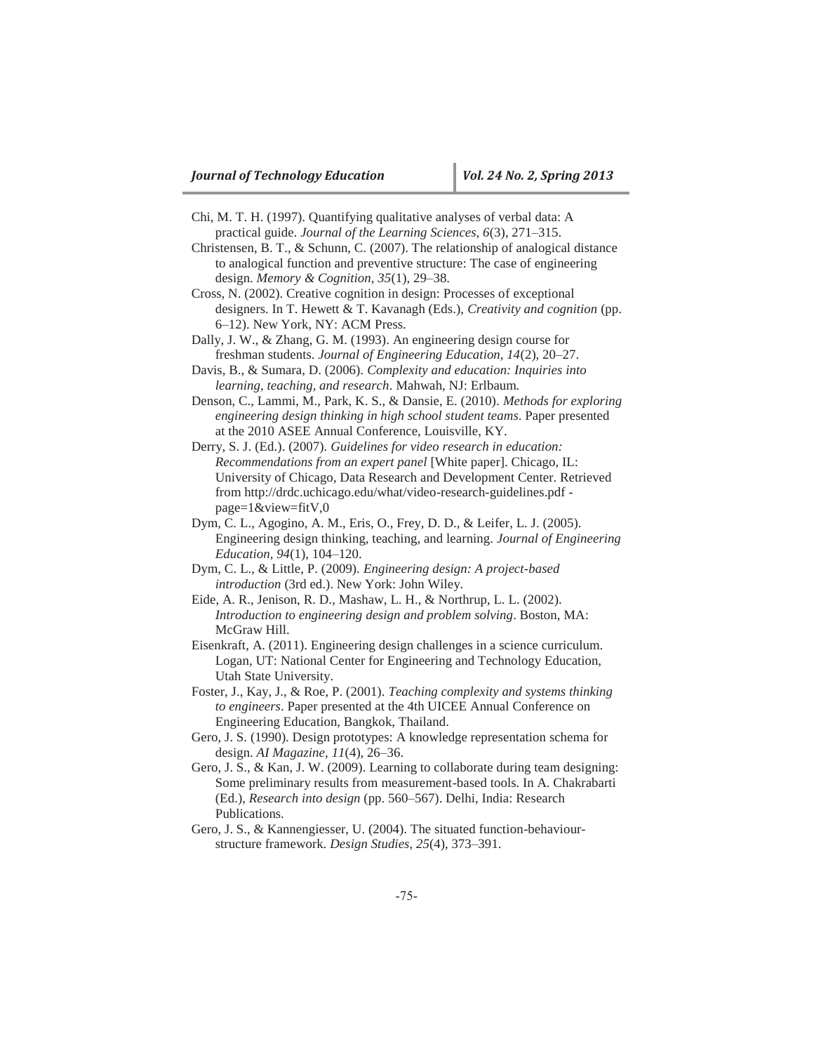Chi, M. T. H. (1997). Quantifying qualitative analyses of verbal data: A practical guide. *Journal of the Learning Sciences, 6*(3), 271–315.

Christensen, B. T., & Schunn, C. (2007). The relationship of analogical distance to analogical function and preventive structure: The case of engineering design. *Memory & Cognition, 35*(1), 29–38.

Cross, N. (2002). Creative cognition in design: Processes of exceptional designers. In T. Hewett & T. Kavanagh (Eds.), *Creativity and cognition* (pp. 6–12). New York, NY: ACM Press.

Dally, J. W., & Zhang, G. M. (1993). An engineering design course for freshman students. *Journal of Engineering Education, 14*(2), 20–27.

Davis, B., & Sumara, D. (2006). *Complexity and education: Inquiries into learning, teaching, and research*. Mahwah, NJ: Erlbaum.

Denson, C., Lammi, M., Park, K. S., & Dansie, E. (2010). *Methods for exploring engineering design thinking in high school student teams*. Paper presented at the 2010 ASEE Annual Conference, Louisville, KY.

Derry, S. J. (Ed.). (2007). *Guidelines for video research in education: Recommendations from an expert panel* [White paper]. Chicago, IL: University of Chicago, Data Research and Development Center. Retrieved from http://drdc.uchicago.edu/what/video-research-guidelines.pdf - page=1&view=fitV,0

Dym, C. L., Agogino, A. M., Eris, O., Frey, D. D., & Leifer, L. J. (2005). Engineering design thinking, teaching, and learning. *Journal of Engineering Education, 94*(1), 104–120.

Dym, C. L., & Little, P. (2009). *Engineering design: A project-based introduction* (3rd ed.). New York: John Wiley.

Eide, A. R., Jenison, R. D., Mashaw, L. H., & Northrup, L. L. (2002). *Introduction to engineering design and problem solving*. Boston, MA: McGraw Hill.

Eisenkraft, A. (2011). Engineering design challenges in a science curriculum. Logan, UT: National Center for Engineering and Technology Education, Utah State University.

Foster, J., Kay, J., & Roe, P. (2001). *Teaching complexity and systems thinking to engineers*. Paper presented at the 4th UICEE Annual Conference on Engineering Education, Bangkok, Thailand.

Gero, J. S. (1990). Design prototypes: A knowledge representation schema for design. *AI Magazine, 11*(4), 26–36.

Gero, J. S., & Kan, J. W. (2009). Learning to collaborate during team designing: Some preliminary results from measurement-based tools. In A. Chakrabarti (Ed.), *Research into design* (pp. 560–567). Delhi, India: Research Publications.

Gero, J. S., & Kannengiesser, U. (2004). The situated function-behaviour-structure framework. *Design Studies, 25*(4), 373–391.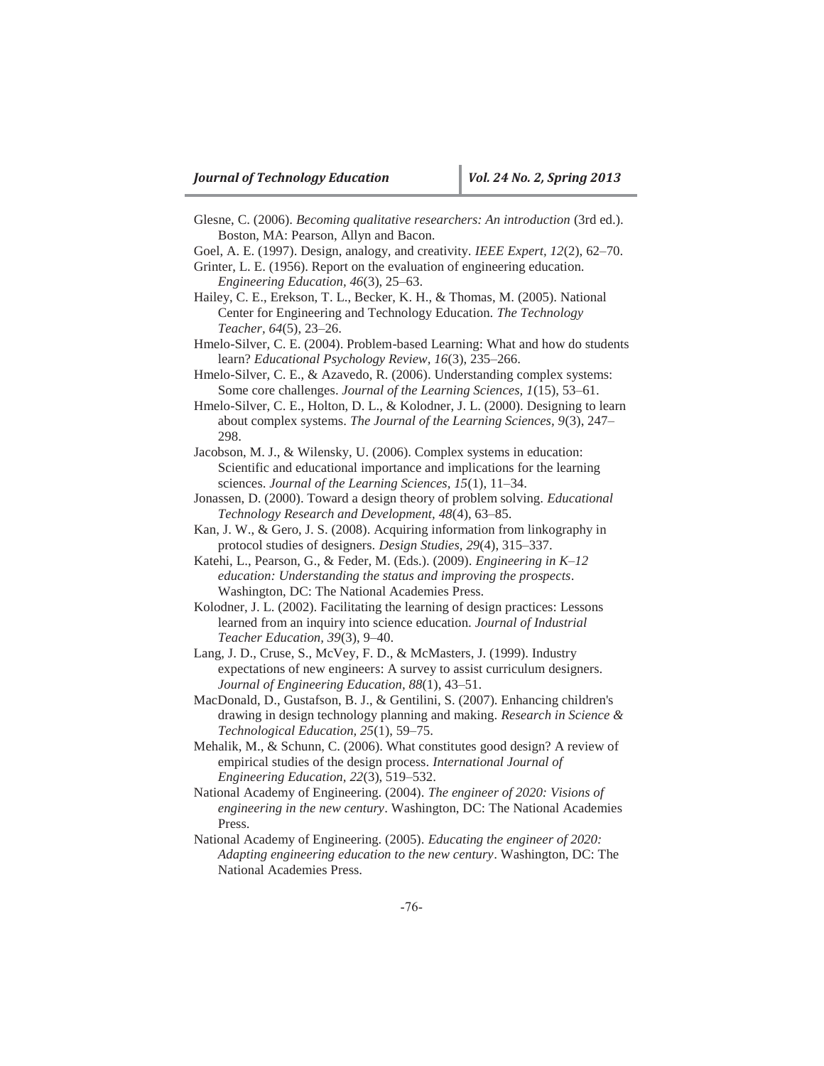Glesne, C. (2006). *Becoming qualitative researchers: An introduction* (3rd ed.). Boston, MA: Pearson, Allyn and Bacon.

Goel, A. E. (1997). Design, analogy, and creativity. *IEEE Expert, 12*(2), 62–70.

Grinter, L. E. (1956). Report on the evaluation of engineering education. *Engineering Education, 46*(3), 25–63.

Hailey, C. E., Erekson, T. L., Becker, K. H., & Thomas, M. (2005). National Center for Engineering and Technology Education. *The Technology Teacher, 64*(5), 23–26.

Hmelo-Silver, C. E. (2004). Problem-based Learning: What and how do students learn? *Educational Psychology Review, 16*(3), 235–266.

Hmelo-Silver, C. E., & Azavedo, R. (2006). Understanding complex systems: Some core challenges. *Journal of the Learning Sciences, 1*(15), 53–61.

Hmelo-Silver, C. E., Holton, D. L., & Kolodner, J. L. (2000). Designing to learn about complex systems. *The Journal of the Learning Sciences, 9*(3), 247–298.

Jacobson, M. J., & Wilensky, U. (2006). Complex systems in education: Scientific and educational importance and implications for the learning sciences. *Journal of the Learning Sciences, 15*(1), 11–34.

Jonassen, D. (2000). Toward a design theory of problem solving. *Educational Technology Research and Development, 48*(4), 63–85.

Kan, J. W., & Gero, J. S. (2008). Acquiring information from linkography in protocol studies of designers. *Design Studies, 29*(4), 315–337.

Katehi, L., Pearson, G., & Feder, M. (Eds.). (2009). *Engineering in K–12 education: Understanding the status and improving the prospects*. Washington, DC: The National Academies Press.

Kolodner, J. L. (2002). Facilitating the learning of design practices: Lessons learned from an inquiry into science education. *Journal of Industrial Teacher Education, 39*(3), 9–40.

Lang, J. D., Cruse, S., McVey, F. D., & McMasters, J. (1999). Industry expectations of new engineers: A survey to assist curriculum designers. *Journal of Engineering Education, 88*(1), 43–51.

MacDonald, D., Gustafson, B. J., & Gentilini, S. (2007). Enhancing children's drawing in design technology planning and making. *Research in Science & Technological Education, 25*(1), 59–75.

Mehalik, M., & Schunn, C. (2006). What constitutes good design? A review of empirical studies of the design process. *International Journal of Engineering Education, 22*(3), 519–532.

National Academy of Engineering. (2004). *The engineer of 2020: Visions of engineering in the new century*. Washington, DC: The National Academies Press.

National Academy of Engineering. (2005). *Educating the engineer of 2020: Adapting engineering education to the new century*. Washington, DC: The National Academies Press.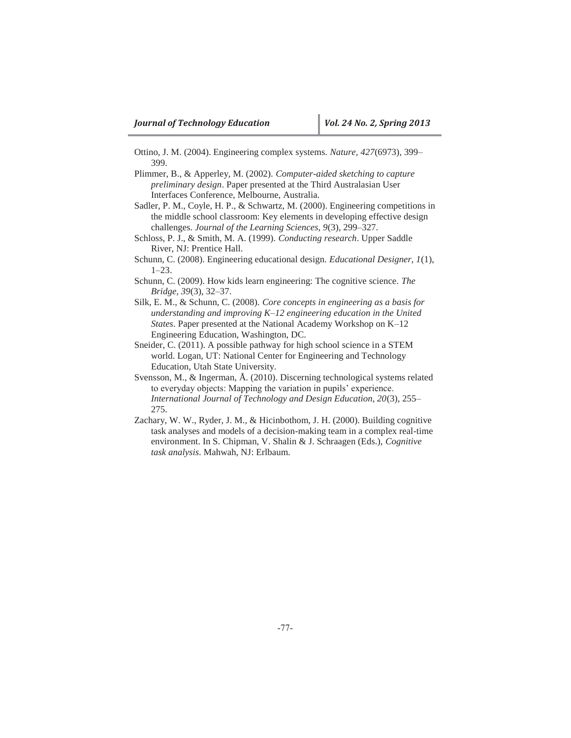Ottino, J. M. (2004). Engineering complex systems. *Nature, 427*(6973), 399–399.

Plimmer, B., & Apperley, M. (2002). *Computer-aided sketching to capture preliminary design*. Paper presented at the Third Australasian User Interfaces Conference, Melbourne, Australia.

Sadler, P. M., Coyle, H. P., & Schwartz, M. (2000). Engineering competitions in the middle school classroom: Key elements in developing effective design challenges. *Journal of the Learning Sciences, 9*(3), 299–327.

Schloss, P. J., & Smith, M. A. (1999). *Conducting research*. Upper Saddle River, NJ: Prentice Hall.

Schunn, C. (2008). Engineering educational design. *Educational Designer, 1*(1), 1–23.

Schunn, C. (2009). How kids learn engineering: The cognitive science. *The Bridge, 39*(3), 32–37.

Silk, E. M., & Schunn, C. (2008). *Core concepts in engineering as a basis for understanding and improving K–12 engineering education in the United States*. Paper presented at the National Academy Workshop on K–12 Engineering Education, Washington, DC.

Sneider, C. (2011). A possible pathway for high school science in a STEM world. Logan, UT: National Center for Engineering and Technology Education, Utah State University.

Svensson, M., & Ingerman, Å. (2010). Discerning technological systems related to everyday objects: Mapping the variation in pupils' experience. *International Journal of Technology and Design Education, 20*(3), 255–275.

Zachary, W. W., Ryder, J. M., & Hicinbothom, J. H. (2000). Building cognitive task analyses and models of a decision-making team in a complex real-time environment. In S. Chipman, V. Shalin & J. Schraagen (Eds.), *Cognitive task analysis*. Mahwah, NJ: Erlbaum.